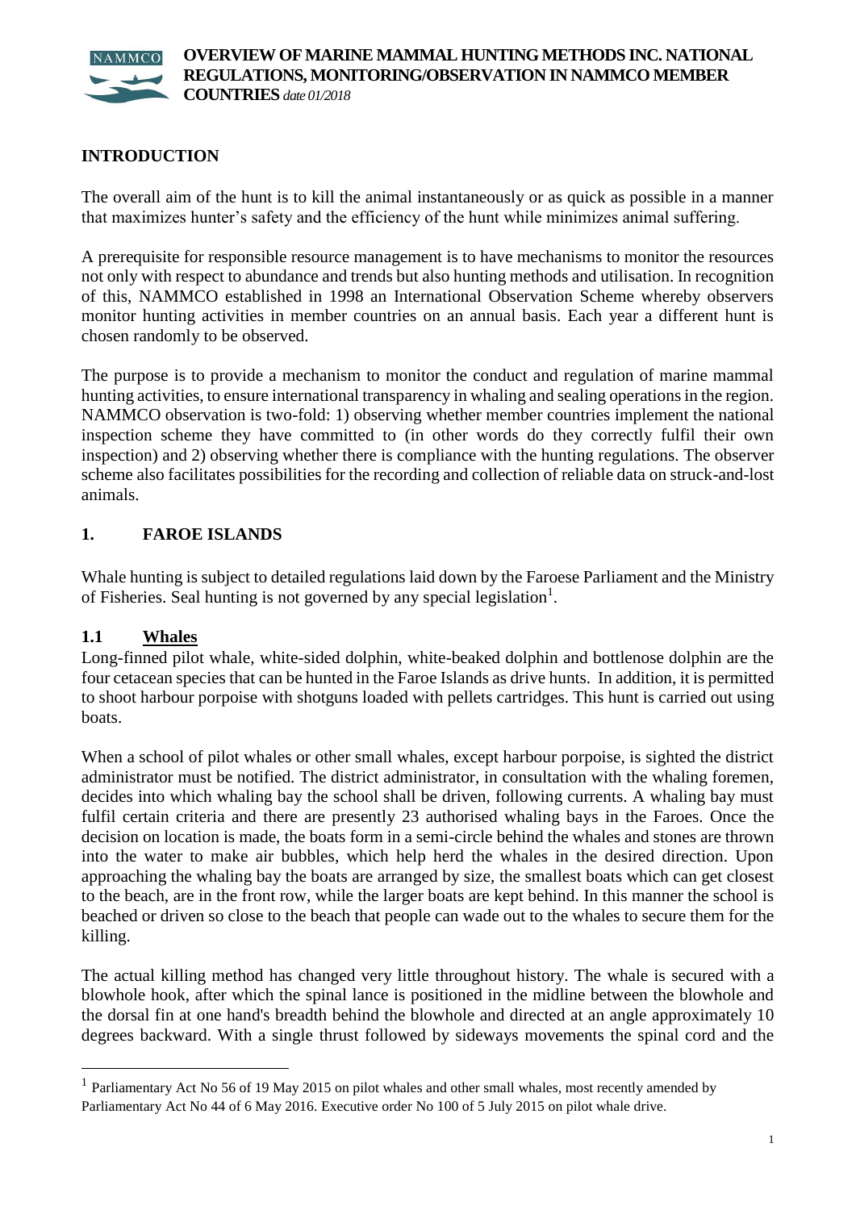# OVERVIEW OF MARINE MAMMAL HUNTING METHODS INC. NATIONAL REGULATIONS, MONITORING/OBSERVATION IN NAMMCO MEMBER COUNTRIES *date 01/2018*

## INTRODUCTION

The overall aim of the hunt is to kill the animal instantaneously or as quick as possible in a manner that maximizes hunter's safety and the efficiency of the hunt while minimizes animal suffering.

A prerequisite for responsible resource management is to have mechanisms to monitor the resources not only with respect to abundance and trends but also hunting methods and utilisation. In recognition of this, NAMMCO established in 1998 an International Observation Scheme whereby observers monitor hunting activities in member countries on an annual basis. Each year a different hunt is chosen randomly to be observed.

The purpose is to provide a mechanism to monitor the conduct and regulation of marine mammal hunting activities, to ensure international transparency in whaling and sealing operations in the region. NAMMCO observation is two-fold: 1) observing whether member countries implement the national inspection scheme they have committed to (in other words do they correctly fulfil their own inspection) and 2) observing whether there is compliance with the hunting regulations. The observer scheme also facilitates possibilities for the recording and collection of reliable data on struck-and-lost animals.

## 1. FAROE ISLANDS

Whale hunting is subject to detailed regulations laid down by the Faroese Parliament and the Ministry of Fisheries. Seal hunting is not governed by any special legislation[1].

### 1.1 Whales

Long-finned pilot whale, white-sided dolphin, white-beaked dolphin and bottlenose dolphin are the four cetacean species that can be hunted in the Faroe Islands as drive hunts. In addition, it is permitted to shoot harbour porpoise with shotguns loaded with pellets cartridges. This hunt is carried out using boats.

When a school of pilot whales or other small whales, except harbour porpoise, is sighted the district administrator must be notified. The district administrator, in consultation with the whaling foremen, decides into which whaling bay the school shall be driven, following currents. A whaling bay must fulfil certain criteria and there are presently 23 authorised whaling bays in the Faroes. Once the decision on location is made, the boats form in a semi-circle behind the whales and stones are thrown into the water to make air bubbles, which help herd the whales in the desired direction. Upon approaching the whaling bay the boats are arranged by size, the smallest boats which can get closest to the beach, are in the front row, while the larger boats are kept behind. In this manner the school is beached or driven so close to the beach that people can wade out to the whales to secure them for the killing.

The actual killing method has changed very little throughout history. The whale is secured with a blowhole hook, after which the spinal lance is positioned in the midline between the blowhole and the dorsal fin at one hand's breadth behind the blowhole and directed at an angle approximately 10 degrees backward. With a single thrust followed by sideways movements the spinal cord and the

---

[1] Parliamentary Act No 56 of 19 May 2015 on pilot whales and other small whales, most recently amended by Parliamentary Act No 44 of 6 May 2016. Executive order No 100 of 5 July 2015 on pilot whale drive.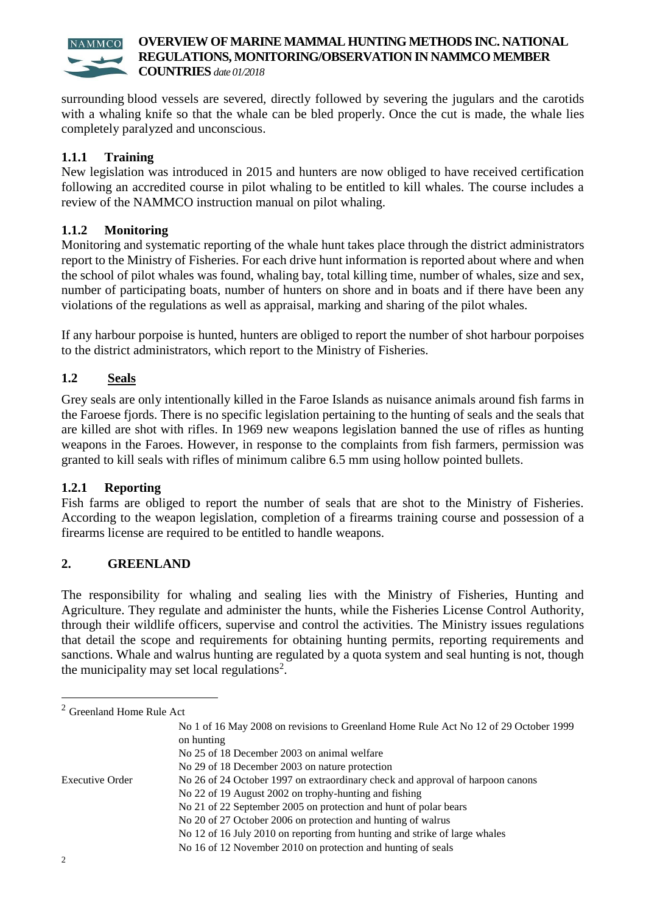surrounding blood vessels are severed, directly followed by severing the jugulars and the carotids with a whaling knife so that the whale can be bled properly. Once the cut is made, the whale lies completely paralyzed and unconscious.

### 1.1.1 Training

New legislation was introduced in 2015 and hunters are now obliged to have received certification following an accredited course in pilot whaling to be entitled to kill whales. The course includes a review of the NAMMCO instruction manual on pilot whaling.

### 1.1.2 Monitoring

Monitoring and systematic reporting of the whale hunt takes place through the district administrators report to the Ministry of Fisheries. For each drive hunt information is reported about where and when the school of pilot whales was found, whaling bay, total killing time, number of whales, size and sex, number of participating boats, number of hunters on shore and in boats and if there have been any violations of the regulations as well as appraisal, marking and sharing of the pilot whales.

If any harbour porpoise is hunted, hunters are obliged to report the number of shot harbour porpoises to the district administrators, which report to the Ministry of Fisheries.

## 1.2 <u>Seals</u>

Grey seals are only intentionally killed in the Faroe Islands as nuisance animals around fish farms in the Faroese fjords. There is no specific legislation pertaining to the hunting of seals and the seals that are killed are shot with rifles. In 1969 new weapons legislation banned the use of rifles as hunting weapons in the Faroes. However, in response to the complaints from fish farmers, permission was granted to kill seals with rifles of minimum calibre 6.5 mm using hollow pointed bullets.

### 1.2.1 Reporting

Fish farms are obliged to report the number of seals that are shot to the Ministry of Fisheries. According to the weapon legislation, completion of a firearms training course and possession of a firearms license are required to be entitled to handle weapons.

## 2. GREENLAND

The responsibility for whaling and sealing lies with the Ministry of Fisheries, Hunting and Agriculture. They regulate and administer the hunts, while the Fisheries License Control Authority, through their wildlife officers, supervise and control the activities. The Ministry issues regulations that detail the scope and requirements for obtaining hunting permits, reporting requirements and sanctions. Whale and walrus hunting are regulated by a quota system and seal hunting is not, though the municipality may set local regulations[2].

---

[2] Greenland Home Rule Act

| | |
|---|---|
| | No 1 of 16 May 2008 on revisions to Greenland Home Rule Act No 12 of 29 October 1999 on hunting |
| | No 25 of 18 December 2003 on animal welfare |
| | No 29 of 18 December 2003 on nature protection |
| Executive Order | No 26 of 24 October 1997 on extraordinary check and approval of harpoon canons |
| | No 22 of 19 August 2002 on trophy-hunting and fishing |
| | No 21 of 22 September 2005 on protection and hunt of polar bears |
| | No 20 of 27 October 2006 on protection and hunting of walrus |
| | No 12 of 16 July 2010 on reporting from hunting and strike of large whales |
| | No 16 of 12 November 2010 on protection and hunting of seals |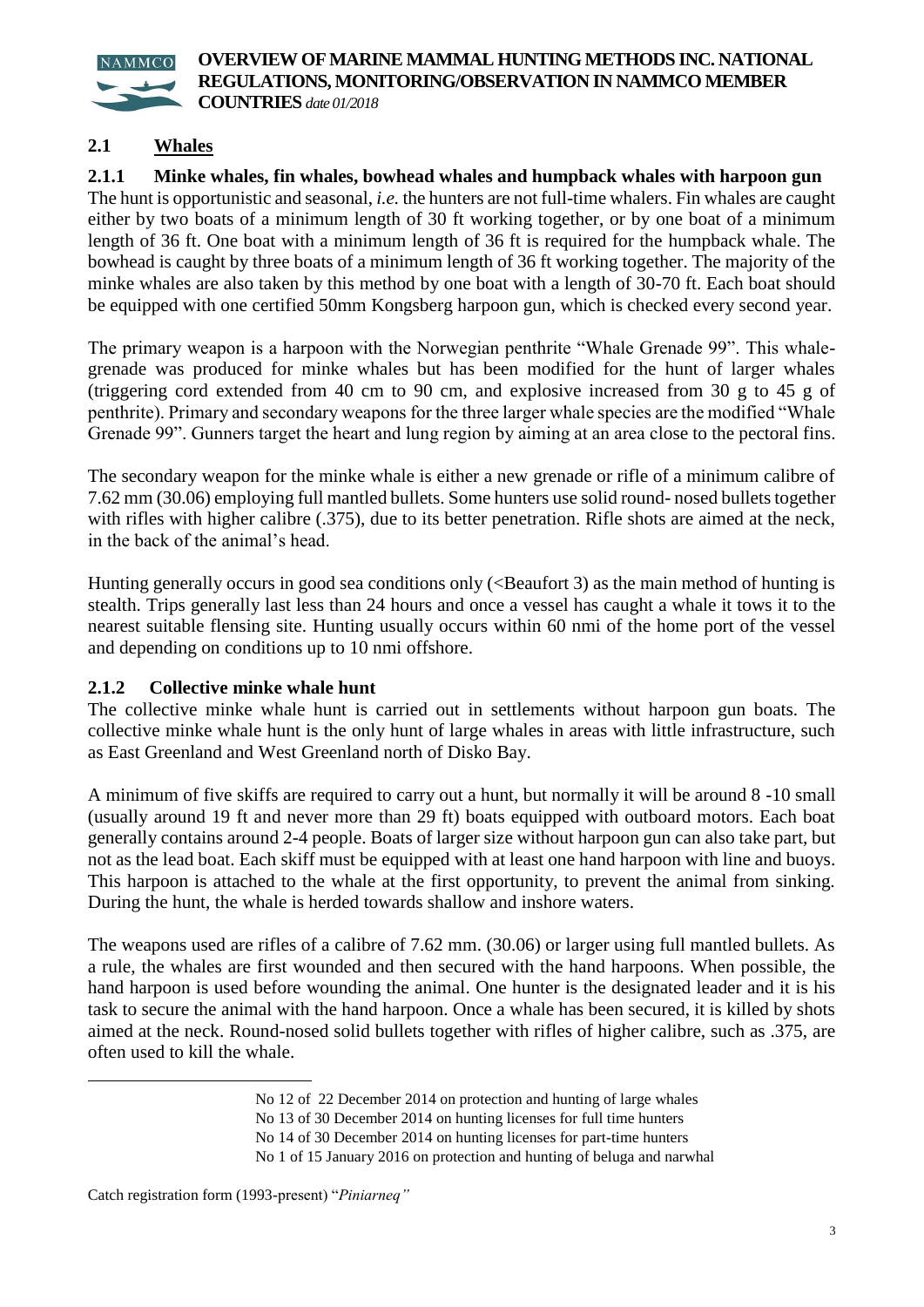## 2.1 Whales

### 2.1.1 Minke whales, fin whales, bowhead whales and humpback whales with harpoon gun

The hunt is opportunistic and seasonal, *i.e.* the hunters are not full-time whalers. Fin whales are caught either by two boats of a minimum length of 30 ft working together, or by one boat of a minimum length of 36 ft. One boat with a minimum length of 36 ft is required for the humpback whale. The bowhead is caught by three boats of a minimum length of 36 ft working together. The majority of the minke whales are also taken by this method by one boat with a length of 30-70 ft. Each boat should be equipped with one certified 50mm Kongsberg harpoon gun, which is checked every second year.

The primary weapon is a harpoon with the Norwegian penthrite "Whale Grenade 99". This whale-grenade was produced for minke whales but has been modified for the hunt of larger whales (triggering cord extended from 40 cm to 90 cm, and explosive increased from 30 g to 45 g of penthrite). Primary and secondary weapons for the three larger whale species are the modified "Whale Grenade 99". Gunners target the heart and lung region by aiming at an area close to the pectoral fins.

The secondary weapon for the minke whale is either a new grenade or rifle of a minimum calibre of 7.62 mm (30.06) employing full mantled bullets. Some hunters use solid round- nosed bullets together with rifles with higher calibre (.375), due to its better penetration. Rifle shots are aimed at the neck, in the back of the animal's head.

Hunting generally occurs in good sea conditions only (<Beaufort 3) as the main method of hunting is stealth. Trips generally last less than 24 hours and once a vessel has caught a whale it tows it to the nearest suitable flensing site. Hunting usually occurs within 60 nmi of the home port of the vessel and depending on conditions up to 10 nmi offshore.

### 2.1.2 Collective minke whale hunt

The collective minke whale hunt is carried out in settlements without harpoon gun boats. The collective minke whale hunt is the only hunt of large whales in areas with little infrastructure, such as East Greenland and West Greenland north of Disko Bay.

A minimum of five skiffs are required to carry out a hunt, but normally it will be around 8 -10 small (usually around 19 ft and never more than 29 ft) boats equipped with outboard motors. Each boat generally contains around 2-4 people. Boats of larger size without harpoon gun can also take part, but not as the lead boat. Each skiff must be equipped with at least one hand harpoon with line and buoys. This harpoon is attached to the whale at the first opportunity, to prevent the animal from sinking. During the hunt, the whale is herded towards shallow and inshore waters.

The weapons used are rifles of a calibre of 7.62 mm. (30.06) or larger using full mantled bullets. As a rule, the whales are first wounded and then secured with the hand harpoons. When possible, the hand harpoon is used before wounding the animal. One hunter is the designated leader and it is his task to secure the animal with the hand harpoon. Once a whale has been secured, it is killed by shots aimed at the neck. Round-nosed solid bullets together with rifles of higher calibre, such as .375, are often used to kill the whale.

---

No 12 of 22 December 2014 on protection and hunting of large whales
No 13 of 30 December 2014 on hunting licenses for full time hunters
No 14 of 30 December 2014 on hunting licenses for part-time hunters
No 1 of 15 January 2016 on protection and hunting of beluga and narwhal

Catch registration form (1993-present) "*Piniarneq"*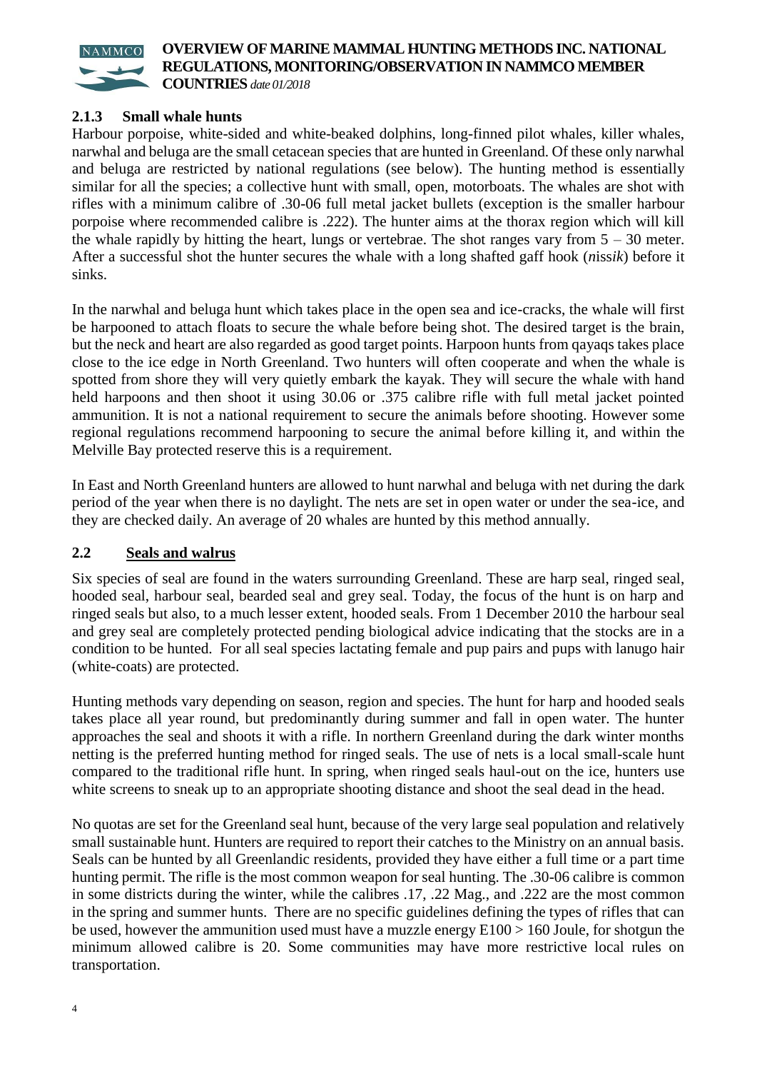### 2.1.3 Small whale hunts

Harbour porpoise, white-sided and white-beaked dolphins, long-finned pilot whales, killer whales, narwhal and beluga are the small cetacean species that are hunted in Greenland. Of these only narwhal and beluga are restricted by national regulations (see below). The hunting method is essentially similar for all the species; a collective hunt with small, open, motorboats. The whales are shot with rifles with a minimum calibre of .30-06 full metal jacket bullets (exception is the smaller harbour porpoise where recommended calibre is .222). The hunter aims at the thorax region which will kill the whale rapidly by hitting the heart, lungs or vertebrae. The shot ranges vary from 5 – 30 meter. After a successful shot the hunter secures the whale with a long shafted gaff hook (*nissik*) before it sinks.

In the narwhal and beluga hunt which takes place in the open sea and ice-cracks, the whale will first be harpooned to attach floats to secure the whale before being shot. The desired target is the brain, but the neck and heart are also regarded as good target points. Harpoon hunts from qayaqs takes place close to the ice edge in North Greenland. Two hunters will often cooperate and when the whale is spotted from shore they will very quietly embark the kayak. They will secure the whale with hand held harpoons and then shoot it using 30.06 or .375 calibre rifle with full metal jacket pointed ammunition. It is not a national requirement to secure the animals before shooting. However some regional regulations recommend harpooning to secure the animal before killing it, and within the Melville Bay protected reserve this is a requirement.

In East and North Greenland hunters are allowed to hunt narwhal and beluga with net during the dark period of the year when there is no daylight. The nets are set in open water or under the sea-ice, and they are checked daily. An average of 20 whales are hunted by this method annually.

## 2.2 Seals and walrus

Six species of seal are found in the waters surrounding Greenland. These are harp seal, ringed seal, hooded seal, harbour seal, bearded seal and grey seal. Today, the focus of the hunt is on harp and ringed seals but also, to a much lesser extent, hooded seals. From 1 December 2010 the harbour seal and grey seal are completely protected pending biological advice indicating that the stocks are in a condition to be hunted. For all seal species lactating female and pup pairs and pups with lanugo hair (white-coats) are protected.

Hunting methods vary depending on season, region and species. The hunt for harp and hooded seals takes place all year round, but predominantly during summer and fall in open water. The hunter approaches the seal and shoots it with a rifle. In northern Greenland during the dark winter months netting is the preferred hunting method for ringed seals. The use of nets is a local small-scale hunt compared to the traditional rifle hunt. In spring, when ringed seals haul-out on the ice, hunters use white screens to sneak up to an appropriate shooting distance and shoot the seal dead in the head.

No quotas are set for the Greenland seal hunt, because of the very large seal population and relatively small sustainable hunt. Hunters are required to report their catches to the Ministry on an annual basis. Seals can be hunted by all Greenlandic residents, provided they have either a full time or a part time hunting permit. The rifle is the most common weapon for seal hunting. The .30-06 calibre is common in some districts during the winter, while the calibres .17, .22 Mag., and .222 are the most common in the spring and summer hunts. There are no specific guidelines defining the types of rifles that can be used, however the ammunition used must have a muzzle energy $E100 > 160$ Joule, for shotgun the minimum allowed calibre is 20. Some communities may have more restrictive local rules on transportation.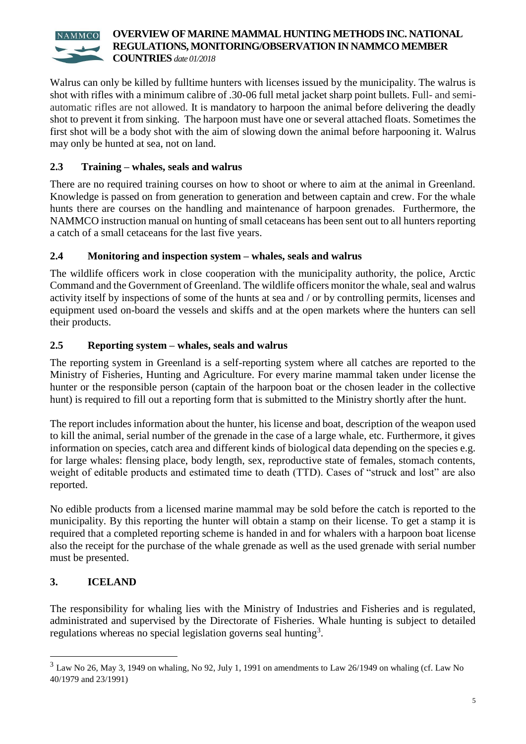Walrus can only be killed by fulltime hunters with licenses issued by the municipality. The walrus is shot with rifles with a minimum calibre of .30-06 full metal jacket sharp point bullets. Full- and semi-automatic rifles are not allowed. It is mandatory to harpoon the animal before delivering the deadly shot to prevent it from sinking. The harpoon must have one or several attached floats. Sometimes the first shot will be a body shot with the aim of slowing down the animal before harpooning it. Walrus may only be hunted at sea, not on land.

## 2.3 Training – whales, seals and walrus

There are no required training courses on how to shoot or where to aim at the animal in Greenland. Knowledge is passed on from generation to generation and between captain and crew. For the whale hunts there are courses on the handling and maintenance of harpoon grenades. Furthermore, the NAMMCO instruction manual on hunting of small cetaceans has been sent out to all hunters reporting a catch of a small cetaceans for the last five years.

## 2.4 Monitoring and inspection system – whales, seals and walrus

The wildlife officers work in close cooperation with the municipality authority, the police, Arctic Command and the Government of Greenland. The wildlife officers monitor the whale, seal and walrus activity itself by inspections of some of the hunts at sea and / or by controlling permits, licenses and equipment used on-board the vessels and skiffs and at the open markets where the hunters can sell their products.

## 2.5 Reporting system – whales, seals and walrus

The reporting system in Greenland is a self-reporting system where all catches are reported to the Ministry of Fisheries, Hunting and Agriculture. For every marine mammal taken under license the hunter or the responsible person (captain of the harpoon boat or the chosen leader in the collective hunt) is required to fill out a reporting form that is submitted to the Ministry shortly after the hunt.

The report includes information about the hunter, his license and boat, description of the weapon used to kill the animal, serial number of the grenade in the case of a large whale, etc. Furthermore, it gives information on species, catch area and different kinds of biological data depending on the species e.g. for large whales: flensing place, body length, sex, reproductive state of females, stomach contents, weight of editable products and estimated time to death (TTD). Cases of "struck and lost" are also reported.

No edible products from a licensed marine mammal may be sold before the catch is reported to the municipality. By this reporting the hunter will obtain a stamp on their license. To get a stamp it is required that a completed reporting scheme is handed in and for whalers with a harpoon boat license also the receipt for the purchase of the whale grenade as well as the used grenade with serial number must be presented.

# 3. ICELAND

The responsibility for whaling lies with the Ministry of Industries and Fisheries and is regulated, administrated and supervised by the Directorate of Fisheries. Whale hunting is subject to detailed regulations whereas no special legislation governs seal hunting[3].

[3] Law No 26, May 3, 1949 on whaling, No 92, July 1, 1991 on amendments to Law 26/1949 on whaling (cf. Law No 40/1979 and 23/1991)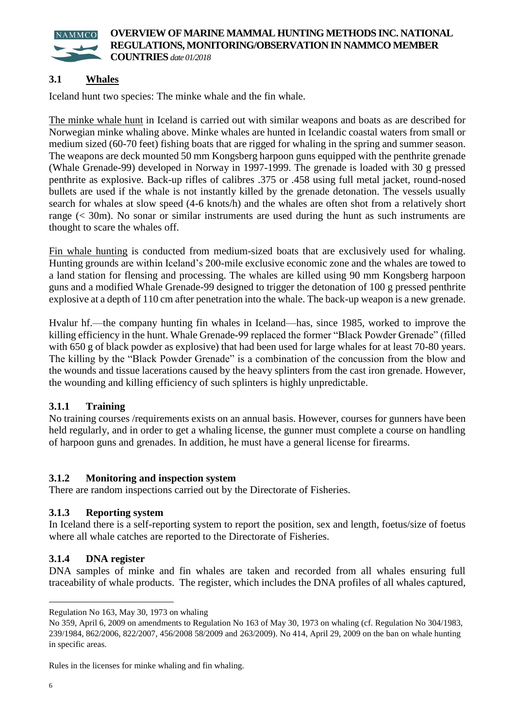## 3.1 Whales

Iceland hunt two species: The minke whale and the fin whale.

The minke whale hunt in Iceland is carried out with similar weapons and boats as are described for Norwegian minke whaling above. Minke whales are hunted in Icelandic coastal waters from small or medium sized (60-70 feet) fishing boats that are rigged for whaling in the spring and summer season. The weapons are deck mounted 50 mm Kongsberg harpoon guns equipped with the penthrite grenade (Whale Grenade-99) developed in Norway in 1997-1999. The grenade is loaded with 30 g pressed penthrite as explosive. Back-up rifles of calibres .375 or .458 using full metal jacket, round-nosed bullets are used if the whale is not instantly killed by the grenade detonation. The vessels usually search for whales at slow speed (4-6 knots/h) and the whales are often shot from a relatively short range (< 30m). No sonar or similar instruments are used during the hunt as such instruments are thought to scare the whales off.

Fin whale hunting is conducted from medium-sized boats that are exclusively used for whaling. Hunting grounds are within Iceland's 200-mile exclusive economic zone and the whales are towed to a land station for flensing and processing. The whales are killed using 90 mm Kongsberg harpoon guns and a modified Whale Grenade-99 designed to trigger the detonation of 100 g pressed penthrite explosive at a depth of 110 cm after penetration into the whale. The back-up weapon is a new grenade.

Hvalur hf.—the company hunting fin whales in Iceland—has, since 1985, worked to improve the killing efficiency in the hunt. Whale Grenade-99 replaced the former "Black Powder Grenade" (filled with 650 g of black powder as explosive) that had been used for large whales for at least 70-80 years. The killing by the "Black Powder Grenade" is a combination of the concussion from the blow and the wounds and tissue lacerations caused by the heavy splinters from the cast iron grenade. However, the wounding and killing efficiency of such splinters is highly unpredictable.

### 3.1.1 Training

No training courses /requirements exists on an annual basis. However, courses for gunners have been held regularly, and in order to get a whaling license, the gunner must complete a course on handling of harpoon guns and grenades. In addition, he must have a general license for firearms.

### 3.1.2 Monitoring and inspection system

There are random inspections carried out by the Directorate of Fisheries.

### 3.1.3 Reporting system

In Iceland there is a self-reporting system to report the position, sex and length, foetus/size of foetus where all whale catches are reported to the Directorate of Fisheries.

### 3.1.4 DNA register

DNA samples of minke and fin whales are taken and recorded from all whales ensuring full traceability of whale products. The register, which includes the DNA profiles of all whales captured,

---

Regulation No 163, May 30, 1973 on whaling

No 359, April 6, 2009 on amendments to Regulation No 163 of May 30, 1973 on whaling (cf. Regulation No 304/1983, 239/1984, 862/2006, 822/2007, 456/2008 58/2009 and 263/2009). No 414, April 29, 2009 on the ban on whale hunting in specific areas.

Rules in the licenses for minke whaling and fin whaling.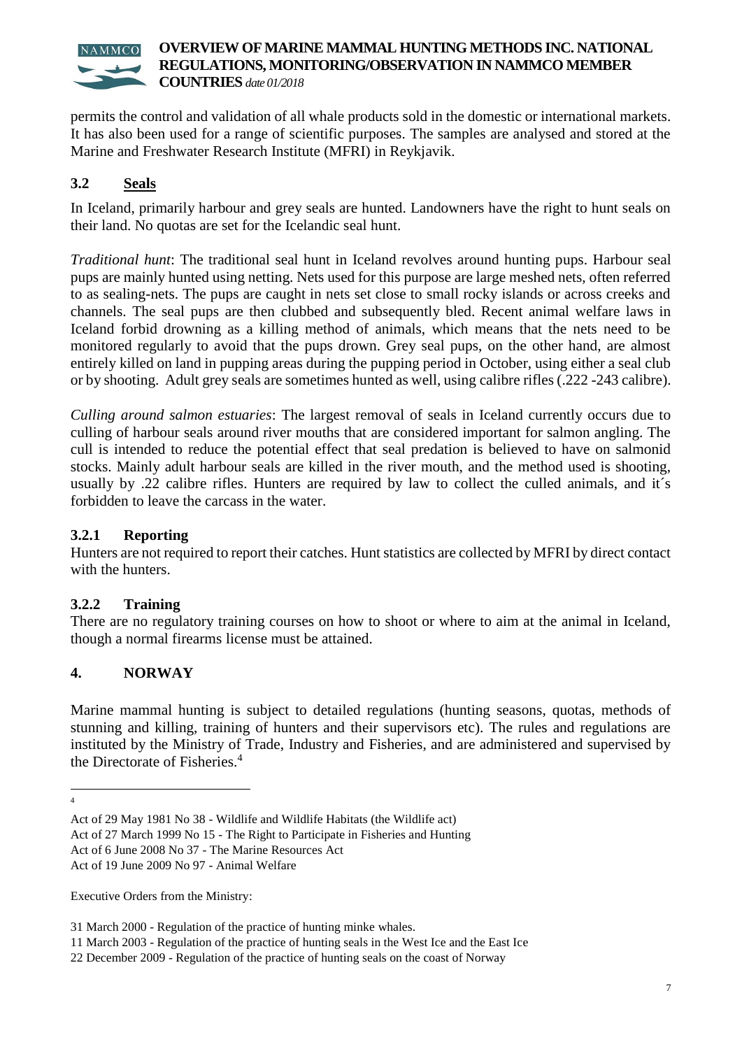permits the control and validation of all whale products sold in the domestic or international markets. It has also been used for a range of scientific purposes. The samples are analysed and stored at the Marine and Freshwater Research Institute (MFRI) in Reykjavik.

## 3.2 Seals

In Iceland, primarily harbour and grey seals are hunted. Landowners have the right to hunt seals on their land. No quotas are set for the Icelandic seal hunt.

*Traditional hunt*: The traditional seal hunt in Iceland revolves around hunting pups. Harbour seal pups are mainly hunted using netting. Nets used for this purpose are large meshed nets, often referred to as sealing-nets. The pups are caught in nets set close to small rocky islands or across creeks and channels. The seal pups are then clubbed and subsequently bled. Recent animal welfare laws in Iceland forbid drowning as a killing method of animals, which means that the nets need to be monitored regularly to avoid that the pups drown. Grey seal pups, on the other hand, are almost entirely killed on land in pupping areas during the pupping period in October, using either a seal club or by shooting. Adult grey seals are sometimes hunted as well, using calibre rifles (.222 -243 calibre).

*Culling around salmon estuaries*: The largest removal of seals in Iceland currently occurs due to culling of harbour seals around river mouths that are considered important for salmon angling. The cull is intended to reduce the potential effect that seal predation is believed to have on salmonid stocks. Mainly adult harbour seals are killed in the river mouth, and the method used is shooting, usually by .22 calibre rifles. Hunters are required by law to collect the culled animals, and it´s forbidden to leave the carcass in the water.

### 3.2.1 Reporting

Hunters are not required to report their catches. Hunt statistics are collected by MFRI by direct contact with the hunters.

### 3.2.2 Training

There are no regulatory training courses on how to shoot or where to aim at the animal in Iceland, though a normal firearms license must be attained.

# 4. NORWAY

Marine mammal hunting is subject to detailed regulations (hunting seasons, quotas, methods of stunning and killing, training of hunters and their supervisors etc). The rules and regulations are instituted by the Ministry of Trade, Industry and Fisheries, and are administered and supervised by the Directorate of Fisheries.[4]

---

[4]

Act of 29 May 1981 No 38 - Wildlife and Wildlife Habitats (the Wildlife act)

Act of 27 March 1999 No 15 - The Right to Participate in Fisheries and Hunting

Act of 6 June 2008 No 37 - The Marine Resources Act

Act of 19 June 2009 No 97 - Animal Welfare

Executive Orders from the Ministry:

31 March 2000 - Regulation of the practice of hunting minke whales.

11 March 2003 - Regulation of the practice of hunting seals in the West Ice and the East Ice

22 December 2009 - Regulation of the practice of hunting seals on the coast of Norway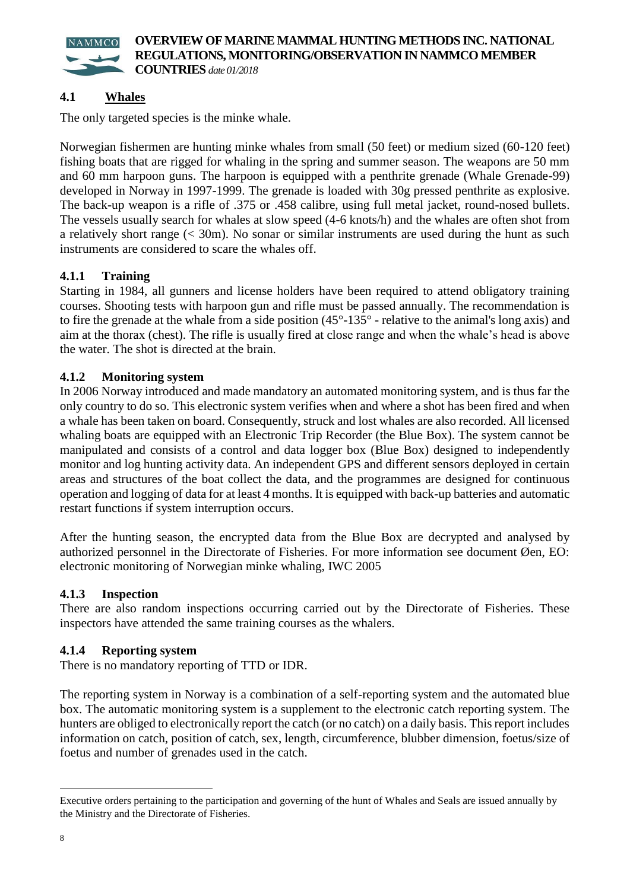## 4.1 Whales

The only targeted species is the minke whale.

Norwegian fishermen are hunting minke whales from small (50 feet) or medium sized (60-120 feet) fishing boats that are rigged for whaling in the spring and summer season. The weapons are 50 mm and 60 mm harpoon guns. The harpoon is equipped with a penthrite grenade (Whale Grenade-99) developed in Norway in 1997-1999. The grenade is loaded with 30g pressed penthrite as explosive. The back-up weapon is a rifle of .375 or .458 calibre, using full metal jacket, round-nosed bullets. The vessels usually search for whales at slow speed (4-6 knots/h) and the whales are often shot from a relatively short range (< 30m). No sonar or similar instruments are used during the hunt as such instruments are considered to scare the whales off.

### 4.1.1 Training

Starting in 1984, all gunners and license holders have been required to attend obligatory training courses. Shooting tests with harpoon gun and rifle must be passed annually. The recommendation is to fire the grenade at the whale from a side position (45°-135° - relative to the animal's long axis) and aim at the thorax (chest). The rifle is usually fired at close range and when the whale's head is above the water. The shot is directed at the brain.

### 4.1.2 Monitoring system

In 2006 Norway introduced and made mandatory an automated monitoring system, and is thus far the only country to do so. This electronic system verifies when and where a shot has been fired and when a whale has been taken on board. Consequently, struck and lost whales are also recorded. All licensed whaling boats are equipped with an Electronic Trip Recorder (the Blue Box). The system cannot be manipulated and consists of a control and data logger box (Blue Box) designed to independently monitor and log hunting activity data. An independent GPS and different sensors deployed in certain areas and structures of the boat collect the data, and the programmes are designed for continuous operation and logging of data for at least 4 months. It is equipped with back-up batteries and automatic restart functions if system interruption occurs.

After the hunting season, the encrypted data from the Blue Box are decrypted and analysed by authorized personnel in the Directorate of Fisheries. For more information see document Øen, EO: electronic monitoring of Norwegian minke whaling, IWC 2005

### 4.1.3 Inspection

There are also random inspections occurring carried out by the Directorate of Fisheries. These inspectors have attended the same training courses as the whalers.

### 4.1.4 Reporting system

There is no mandatory reporting of TTD or IDR.

The reporting system in Norway is a combination of a self-reporting system and the automated blue box. The automatic monitoring system is a supplement to the electronic catch reporting system. The hunters are obliged to electronically report the catch (or no catch) on a daily basis. This report includes information on catch, position of catch, sex, length, circumference, blubber dimension, foetus/size of foetus and number of grenades used in the catch.

---

Executive orders pertaining to the participation and governing of the hunt of Whales and Seals are issued annually by the Ministry and the Directorate of Fisheries.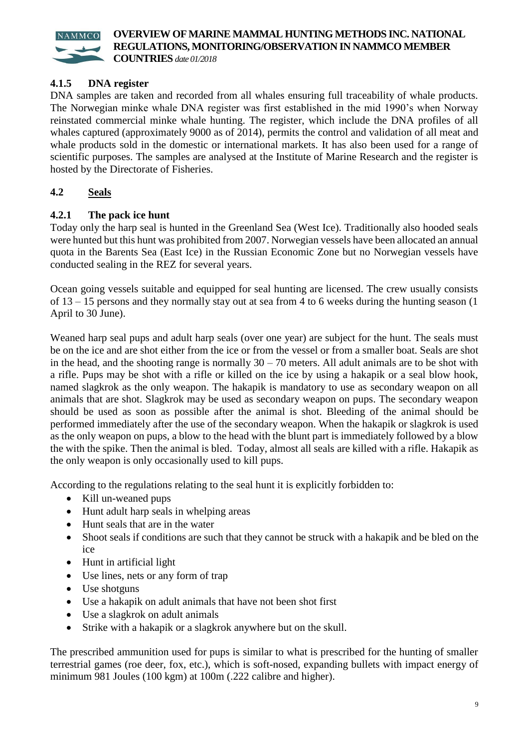### 4.1.5 DNA register

DNA samples are taken and recorded from all whales ensuring full traceability of whale products. The Norwegian minke whale DNA register was first established in the mid 1990's when Norway reinstated commercial minke whale hunting. The register, which include the DNA profiles of all whales captured (approximately 9000 as of 2014), permits the control and validation of all meat and whale products sold in the domestic or international markets. It has also been used for a range of scientific purposes. The samples are analysed at the Institute of Marine Research and the register is hosted by the Directorate of Fisheries.

## 4.2 Seals

### 4.2.1 The pack ice hunt

Today only the harp seal is hunted in the Greenland Sea (West Ice). Traditionally also hooded seals were hunted but this hunt was prohibited from 2007. Norwegian vessels have been allocated an annual quota in the Barents Sea (East Ice) in the Russian Economic Zone but no Norwegian vessels have conducted sealing in the REZ for several years.

Ocean going vessels suitable and equipped for seal hunting are licensed. The crew usually consists of 13 – 15 persons and they normally stay out at sea from 4 to 6 weeks during the hunting season (1 April to 30 June).

Weaned harp seal pups and adult harp seals (over one year) are subject for the hunt. The seals must be on the ice and are shot either from the ice or from the vessel or from a smaller boat. Seals are shot in the head, and the shooting range is normally 30 – 70 meters. All adult animals are to be shot with a rifle. Pups may be shot with a rifle or killed on the ice by using a hakapik or a seal blow hook, named slagkrok as the only weapon. The hakapik is mandatory to use as secondary weapon on all animals that are shot. Slagkrok may be used as secondary weapon on pups. The secondary weapon should be used as soon as possible after the animal is shot. Bleeding of the animal should be performed immediately after the use of the secondary weapon. When the hakapik or slagkrok is used as the only weapon on pups, a blow to the head with the blunt part is immediately followed by a blow the with the spike. Then the animal is bled. Today, almost all seals are killed with a rifle. Hakapik as the only weapon is only occasionally used to kill pups.

According to the regulations relating to the seal hunt it is explicitly forbidden to:

- Kill un-weaned pups
- Hunt adult harp seals in whelping areas
- Hunt seals that are in the water
- Shoot seals if conditions are such that they cannot be struck with a hakapik and be bled on the ice
- Hunt in artificial light
- Use lines, nets or any form of trap
- Use shotguns
- Use a hakapik on adult animals that have not been shot first
- Use a slagkrok on adult animals
- Strike with a hakapik or a slagkrok anywhere but on the skull.

The prescribed ammunition used for pups is similar to what is prescribed for the hunting of smaller terrestrial games (roe deer, fox, etc.), which is soft-nosed, expanding bullets with impact energy of minimum 981 Joules (100 kgm) at 100m (.222 calibre and higher).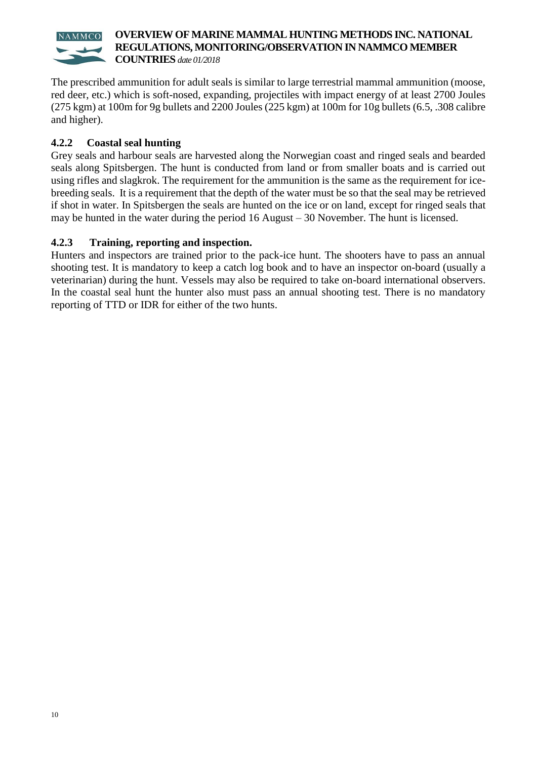The prescribed ammunition for adult seals is similar to large terrestrial mammal ammunition (moose, red deer, etc.) which is soft-nosed, expanding, projectiles with impact energy of at least 2700 Joules (275 kgm) at 100m for 9g bullets and 2200 Joules (225 kgm) at 100m for 10g bullets (6.5, .308 calibre and higher).

### 4.2.2 Coastal seal hunting

Grey seals and harbour seals are harvested along the Norwegian coast and ringed seals and bearded seals along Spitsbergen. The hunt is conducted from land or from smaller boats and is carried out using rifles and slagkrok. The requirement for the ammunition is the same as the requirement for ice-breeding seals. It is a requirement that the depth of the water must be so that the seal may be retrieved if shot in water. In Spitsbergen the seals are hunted on the ice or on land, except for ringed seals that may be hunted in the water during the period 16 August – 30 November. The hunt is licensed.

### 4.2.3 Training, reporting and inspection.

Hunters and inspectors are trained prior to the pack-ice hunt. The shooters have to pass an annual shooting test. It is mandatory to keep a catch log book and to have an inspector on-board (usually a veterinarian) during the hunt. Vessels may also be required to take on-board international observers. In the coastal seal hunt the hunter also must pass an annual shooting test. There is no mandatory reporting of TTD or IDR for either of the two hunts.